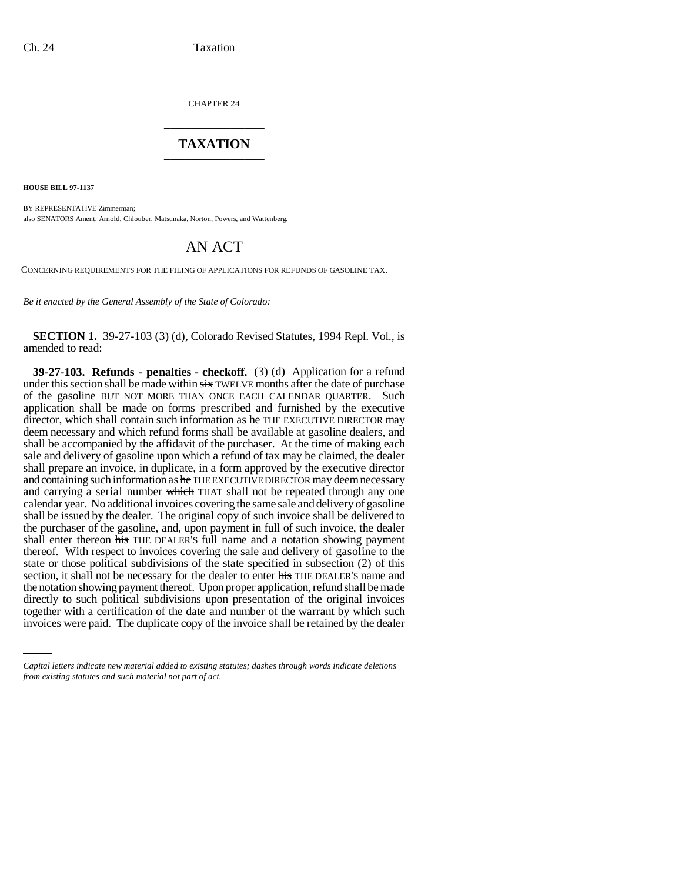CHAPTER 24

# TAXATION

**HOUSE BILL 97-1137**

BY REPRESENTATIVE Zimmerman;
also SENATORS Ament, Arnold, Chlouber, Matsunaka, Norton, Powers, and Wattenberg.

## AN ACT

CONCERNING REQUIREMENTS FOR THE FILING OF APPLICATIONS FOR REFUNDS OF GASOLINE TAX.

*Be it enacted by the General Assembly of the State of Colorado:*

**SECTION 1.** 39-27-103 (3) (d), Colorado Revised Statutes, 1994 Repl. Vol., is amended to read:

**39-27-103. Refunds - penalties - checkoff.** (3) (d) Application for a refund under this section shall be made within ~~six~~ TWELVE months after the date of purchase of the gasoline BUT NOT MORE THAN ONCE EACH CALENDAR QUARTER. Such application shall be made on forms prescribed and furnished by the executive director, which shall contain such information as ~~he~~ THE EXECUTIVE DIRECTOR may deem necessary and which refund forms shall be available at gasoline dealers, and shall be accompanied by the affidavit of the purchaser. At the time of making each sale and delivery of gasoline upon which a refund of tax may be claimed, the dealer shall prepare an invoice, in duplicate, in a form approved by the executive director and containing such information as ~~he~~ THE EXECUTIVE DIRECTOR may deem necessary and carrying a serial number ~~which~~ THAT shall not be repeated through any one calendar year. No additional invoices covering the same sale and delivery of gasoline shall be issued by the dealer. The original copy of such invoice shall be delivered to the purchaser of the gasoline, and, upon payment in full of such invoice, the dealer shall enter thereon ~~his~~ THE DEALER'S full name and a notation showing payment thereof. With respect to invoices covering the sale and delivery of gasoline to the state or those political subdivisions of the state specified in subsection (2) of this section, it shall not be necessary for the dealer to enter ~~his~~ THE DEALER'S name and the notation showing payment thereof. Upon proper application, refund shall be made directly to such political subdivisions upon presentation of the original invoices together with a certification of the date and number of the warrant by which such invoices were paid. The duplicate copy of the invoice shall be retained by the dealer

*Capital letters indicate new material added to existing statutes; dashes through words indicate deletions from existing statutes and such material not part of act.*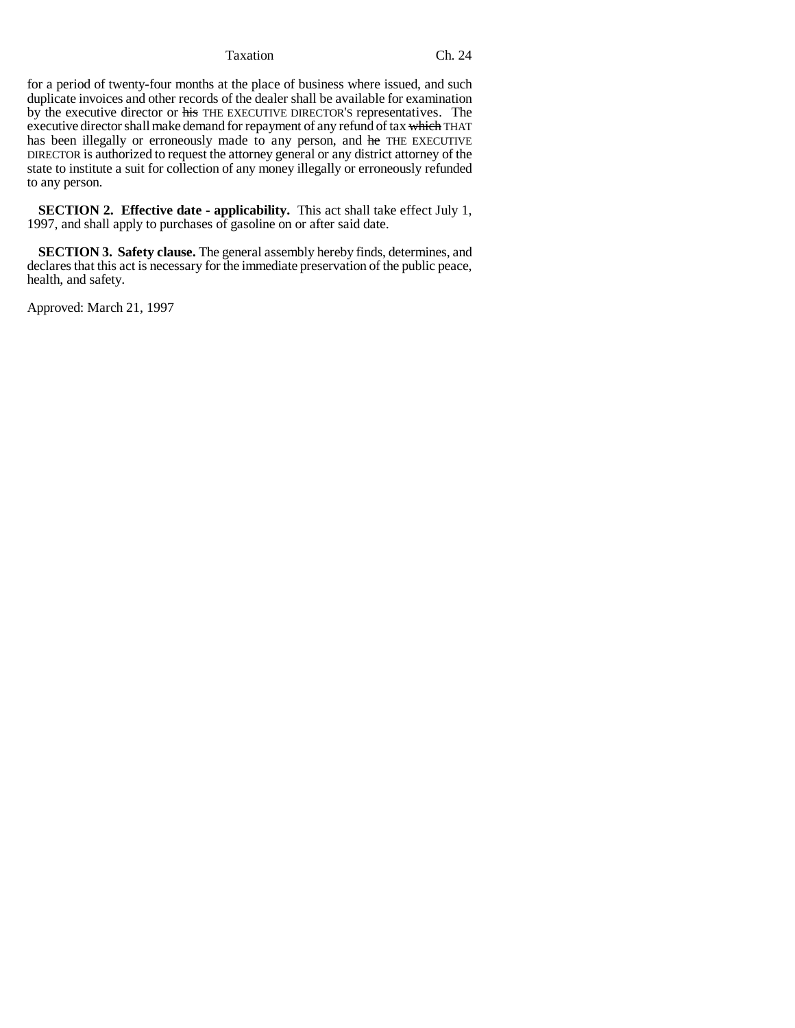for a period of twenty-four months at the place of business where issued, and such duplicate invoices and other records of the dealer shall be available for examination by the executive director or ~~his~~ THE EXECUTIVE DIRECTOR'S representatives. The executive director shall make demand for repayment of any refund of tax ~~which~~ THAT has been illegally or erroneously made to any person, and ~~he~~ THE EXECUTIVE DIRECTOR is authorized to request the attorney general or any district attorney of the state to institute a suit for collection of any money illegally or erroneously refunded to any person.

**SECTION 2. Effective date - applicability.** This act shall take effect July 1, 1997, and shall apply to purchases of gasoline on or after said date.

**SECTION 3. Safety clause.** The general assembly hereby finds, determines, and declares that this act is necessary for the immediate preservation of the public peace, health, and safety.

Approved: March 21, 1997